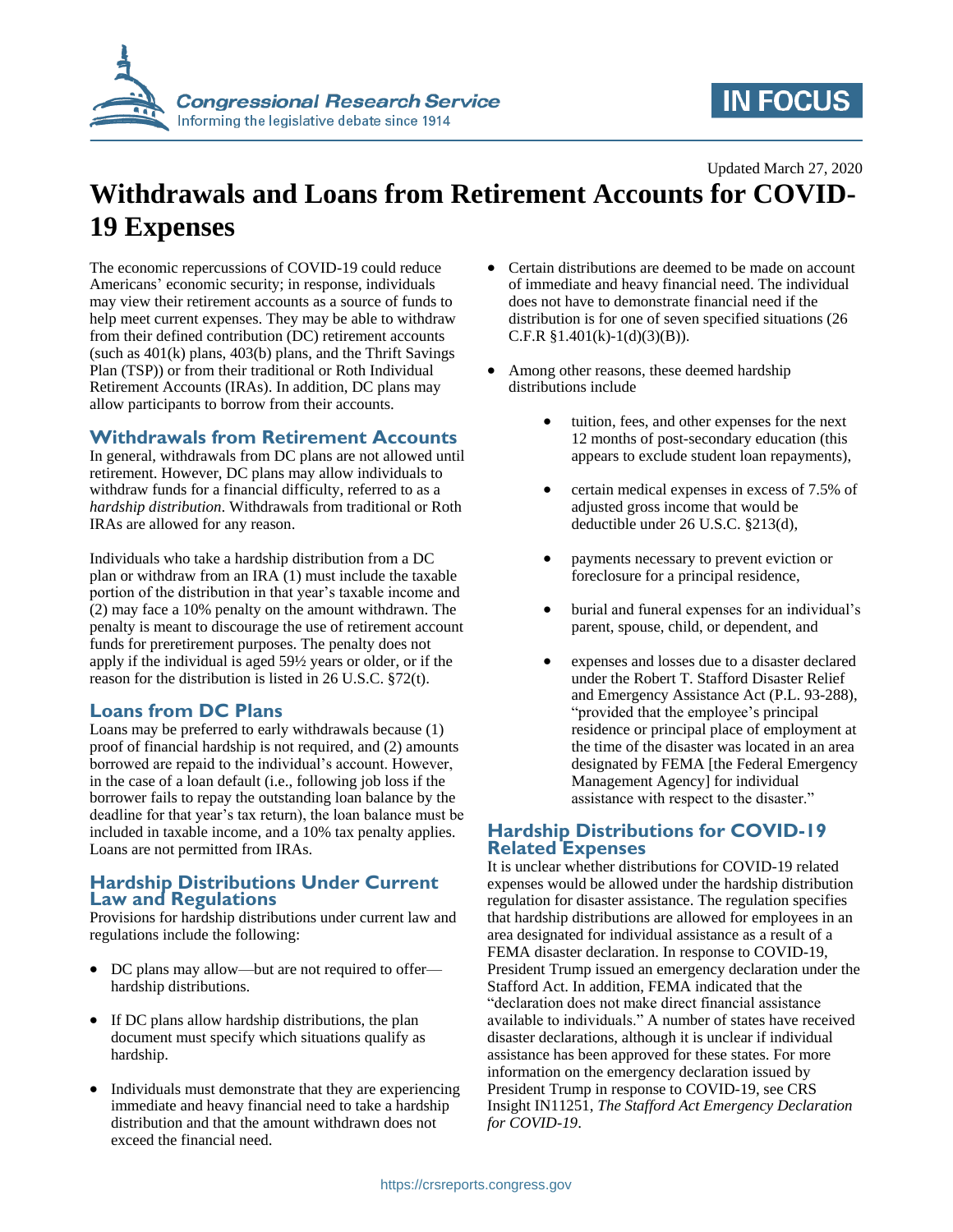Updated March 27, 2020

# Withdrawals and Loans from Retirement Accounts for COVID-19 Expenses

The economic repercussions of COVID-19 could reduce Americans' economic security; in response, individuals may view their retirement accounts as a source of funds to help meet current expenses. They may be able to withdraw from their defined contribution (DC) retirement accounts (such as 401(k) plans, 403(b) plans, and the Thrift Savings Plan (TSP)) or from their traditional or Roth Individual Retirement Accounts (IRAs). In addition, DC plans may allow participants to borrow from their accounts.

## Withdrawals from Retirement Accounts

In general, withdrawals from DC plans are not allowed until retirement. However, DC plans may allow individuals to withdraw funds for a financial difficulty, referred to as a *hardship distribution*. Withdrawals from traditional or Roth IRAs are allowed for any reason.

Individuals who take a hardship distribution from a DC plan or withdraw from an IRA (1) must include the taxable portion of the distribution in that year's taxable income and (2) may face a 10% penalty on the amount withdrawn. The penalty is meant to discourage the use of retirement account funds for preretirement purposes. The penalty does not apply if the individual is aged 59½ years or older, or if the reason for the distribution is listed in 26 U.S.C. §72(t).

## Loans from DC Plans

Loans may be preferred to early withdrawals because (1) proof of financial hardship is not required, and (2) amounts borrowed are repaid to the individual's account. However, in the case of a loan default (i.e., following job loss if the borrower fails to repay the outstanding loan balance by the deadline for that year's tax return), the loan balance must be included in taxable income, and a 10% tax penalty applies. Loans are not permitted from IRAs.

## Hardship Distributions Under Current Law and Regulations

Provisions for hardship distributions under current law and regulations include the following:

- DC plans may allow—but are not required to offer—hardship distributions.
- If DC plans allow hardship distributions, the plan document must specify which situations qualify as hardship.
- Individuals must demonstrate that they are experiencing immediate and heavy financial need to take a hardship distribution and that the amount withdrawn does not exceed the financial need.
- Certain distributions are deemed to be made on account of immediate and heavy financial need. The individual does not have to demonstrate financial need if the distribution is for one of seven specified situations (26 C.F.R §1.401(k)-1(d)(3)(B)).
- Among other reasons, these deemed hardship distributions include
    - tuition, fees, and other expenses for the next 12 months of post-secondary education (this appears to exclude student loan repayments),
    - certain medical expenses in excess of 7.5% of adjusted gross income that would be deductible under 26 U.S.C. §213(d),
    - payments necessary to prevent eviction or foreclosure for a principal residence,
    - burial and funeral expenses for an individual's parent, spouse, child, or dependent, and
    - expenses and losses due to a disaster declared under the Robert T. Stafford Disaster Relief and Emergency Assistance Act (P.L. 93-288), "provided that the employee's principal residence or principal place of employment at the time of the disaster was located in an area designated by FEMA [the Federal Emergency Management Agency] for individual assistance with respect to the disaster."

## Hardship Distributions for COVID-19 Related Expenses

It is unclear whether distributions for COVID-19 related expenses would be allowed under the hardship distribution regulation for disaster assistance. The regulation specifies that hardship distributions are allowed for employees in an area designated for individual assistance as a result of a FEMA disaster declaration. In response to COVID-19, President Trump issued an emergency declaration under the Stafford Act. In addition, FEMA indicated that the "declaration does not make direct financial assistance available to individuals." A number of states have received disaster declarations, although it is unclear if individual assistance has been approved for these states. For more information on the emergency declaration issued by President Trump in response to COVID-19, see CRS Insight IN11251, *The Stafford Act Emergency Declaration for COVID-19*.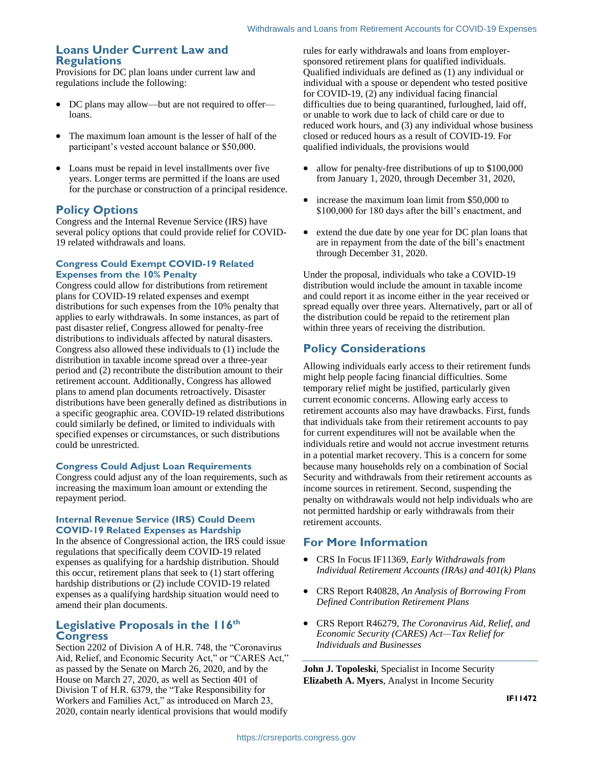## Loans Under Current Law and Regulations

Provisions for DC plan loans under current law and regulations include the following:

- DC plans may allow—but are not required to offer—loans.
- The maximum loan amount is the lesser of half of the participant's vested account balance or $50,000.
- Loans must be repaid in level installments over five years. Longer terms are permitted if the loans are used for the purchase or construction of a principal residence.

## Policy Options

Congress and the Internal Revenue Service (IRS) have several policy options that could provide relief for COVID-19 related withdrawals and loans.

### Congress Could Exempt COVID-19 Related Expenses from the 10% Penalty

Congress could allow for distributions from retirement plans for COVID-19 related expenses and exempt distributions for such expenses from the 10% penalty that applies to early withdrawals. In some instances, as part of past disaster relief, Congress allowed for penalty-free distributions to individuals affected by natural disasters. Congress also allowed these individuals to (1) include the distribution in taxable income spread over a three-year period and (2) recontribute the distribution amount to their retirement account. Additionally, Congress has allowed plans to amend plan documents retroactively. Disaster distributions have been generally defined as distributions in a specific geographic area. COVID-19 related distributions could similarly be defined, or limited to individuals with specified expenses or circumstances, or such distributions could be unrestricted.

### Congress Could Adjust Loan Requirements

Congress could adjust any of the loan requirements, such as increasing the maximum loan amount or extending the repayment period.

### Internal Revenue Service (IRS) Could Deem COVID-19 Related Expenses as Hardship

In the absence of Congressional action, the IRS could issue regulations that specifically deem COVID-19 related expenses as qualifying for a hardship distribution. Should this occur, retirement plans that seek to (1) start offering hardship distributions or (2) include COVID-19 related expenses as a qualifying hardship situation would need to amend their plan documents.

## Legislative Proposals in the 116th Congress

Section 2202 of Division A of H.R. 748, the "Coronavirus Aid, Relief, and Economic Security Act," or "CARES Act," as passed by the Senate on March 26, 2020, and by the House on March 27, 2020, as well as Section 401 of Division T of H.R. 6379, the "Take Responsibility for Workers and Families Act," as introduced on March 23, 2020, contain nearly identical provisions that would modify rules for early withdrawals and loans from employer-sponsored retirement plans for qualified individuals. Qualified individuals are defined as (1) any individual or individual with a spouse or dependent who tested positive for COVID-19, (2) any individual facing financial difficulties due to being quarantined, furloughed, laid off, or unable to work due to lack of child care or due to reduced work hours, and (3) any individual whose business closed or reduced hours as a result of COVID-19. For qualified individuals, the provisions would

- allow for penalty-free distributions of up to $100,000 from January 1, 2020, through December 31, 2020,
- increase the maximum loan limit from $50,000 to $100,000 for 180 days after the bill's enactment, and
- extend the due date by one year for DC plan loans that are in repayment from the date of the bill's enactment through December 31, 2020.

Under the proposal, individuals who take a COVID-19 distribution would include the amount in taxable income and could report it as income either in the year received or spread equally over three years. Alternatively, part or all of the distribution could be repaid to the retirement plan within three years of receiving the distribution.

## Policy Considerations

Allowing individuals early access to their retirement funds might help people facing financial difficulties. Some temporary relief might be justified, particularly given current economic concerns. Allowing early access to retirement accounts also may have drawbacks. First, funds that individuals take from their retirement accounts to pay for current expenditures will not be available when the individuals retire and would not accrue investment returns in a potential market recovery. This is a concern for some because many households rely on a combination of Social Security and withdrawals from their retirement accounts as income sources in retirement. Second, suspending the penalty on withdrawals would not help individuals who are not permitted hardship or early withdrawals from their retirement accounts.

## For More Information

- CRS In Focus IF11369, *Early Withdrawals from Individual Retirement Accounts (IRAs) and 401(k) Plans*
- CRS Report R40828, *An Analysis of Borrowing From Defined Contribution Retirement Plans*
- CRS Report R46279, *The Coronavirus Aid, Relief, and Economic Security (CARES) Act—Tax Relief for Individuals and Businesses*

---

**John J. Topoleski**, Specialist in Income Security
**Elizabeth A. Myers**, Analyst in Income Security

IF11472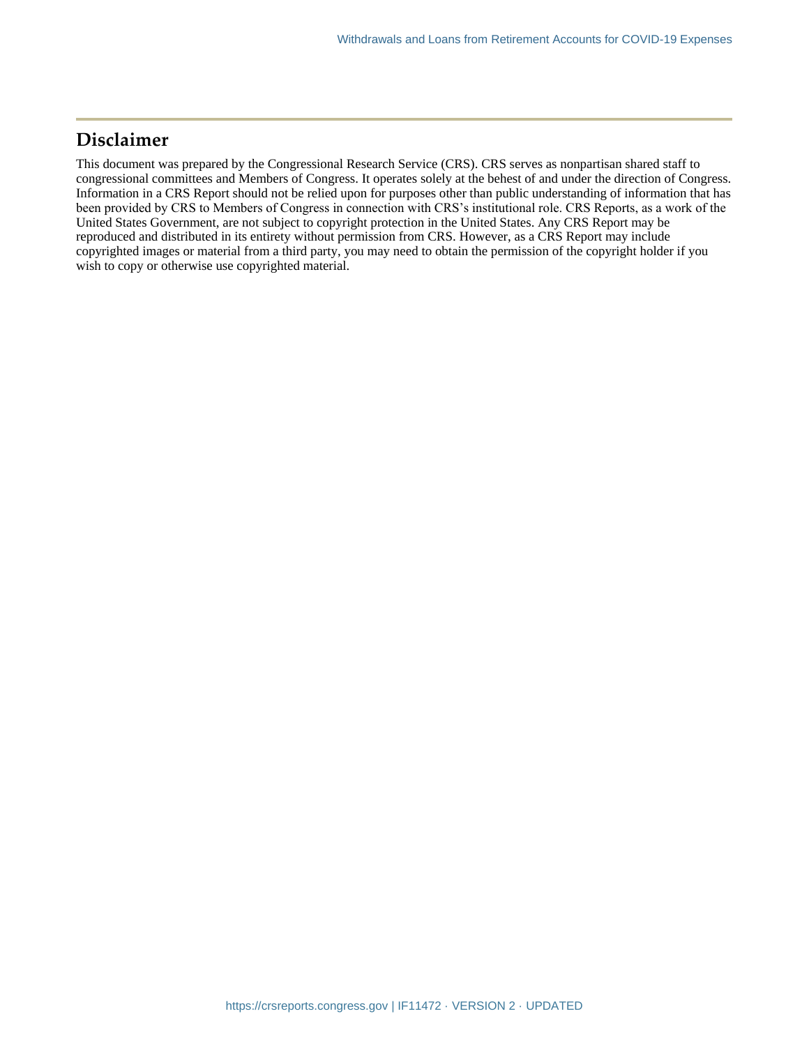## Disclaimer

This document was prepared by the Congressional Research Service (CRS). CRS serves as nonpartisan shared staff to congressional committees and Members of Congress. It operates solely at the behest of and under the direction of Congress. Information in a CRS Report should not be relied upon for purposes other than public understanding of information that has been provided by CRS to Members of Congress in connection with CRS's institutional role. CRS Reports, as a work of the United States Government, are not subject to copyright protection in the United States. Any CRS Report may be reproduced and distributed in its entirety without permission from CRS. However, as a CRS Report may include copyrighted images or material from a third party, you may need to obtain the permission of the copyright holder if you wish to copy or otherwise use copyrighted material.